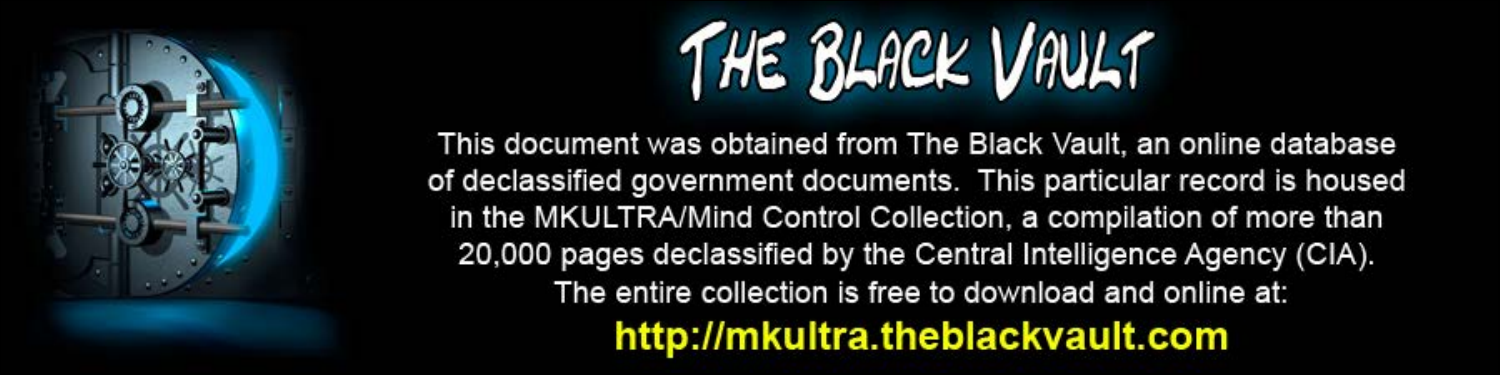# THE BLACK VAULT

This document was obtained from The Black Vault, an online database of declassified government documents. This particular record is housed in the MKULTRA/Mind Control Collection, a compilation of more than 20,000 pages declassified by the Central Intelligence Agency (CIA). The entire collection is free to download and online at:

**http://mkultra.theblackvault.com**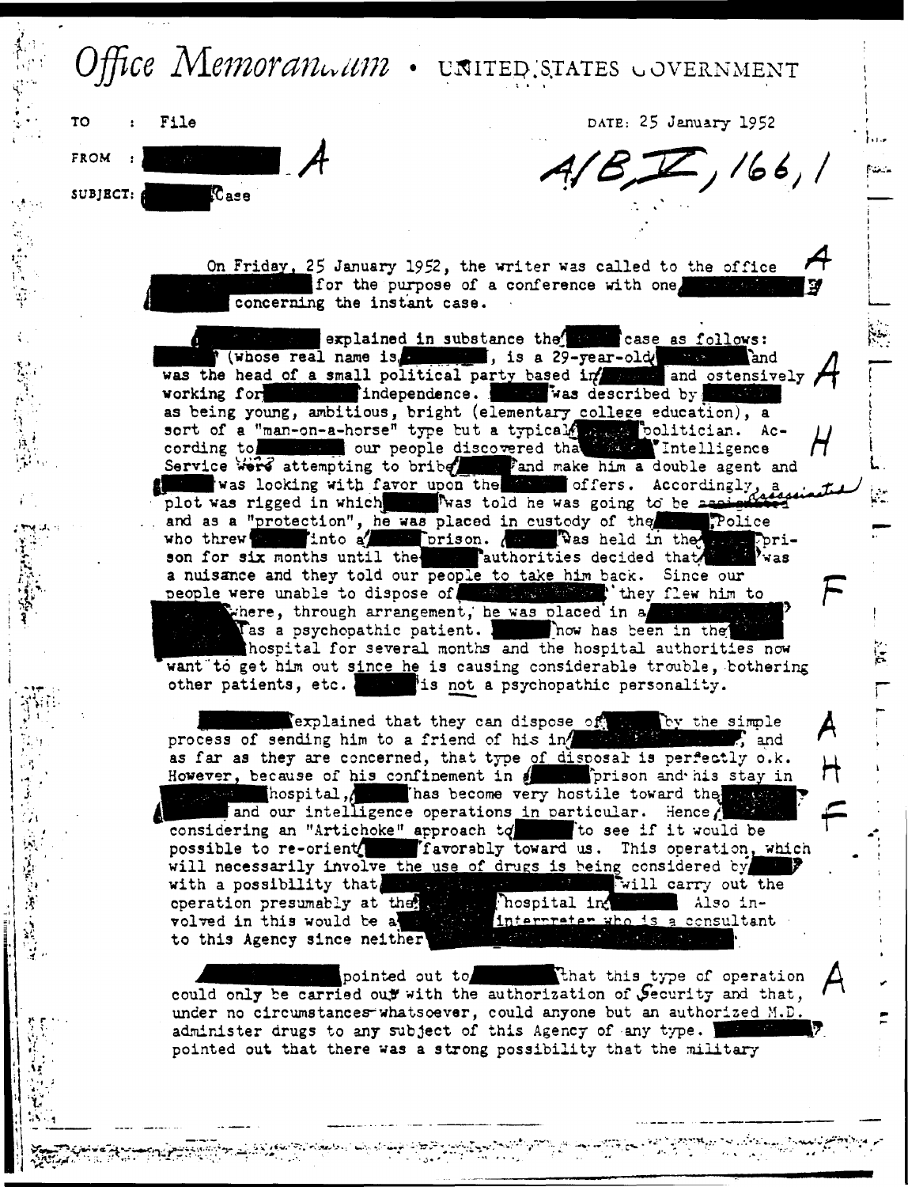# Office Memorandum • UNITED STATES GOVERNMENT

TO : File

FROM : [redacted] A

SUBJECT: [redacted] Case

DATE: 25 January 1952

A/B, V, 166, 1

On Friday, 25 January 1952, the writer was called to the office [redacted] for the purpose of a conference with one [redacted] concerning the instant case.

[redacted] explained in substance the [redacted] case as follows: [redacted] (whose real name is [redacted], is a 29-year-old [redacted] and was the head of a small political party based in [redacted] and ostensively working for [redacted] independence. [redacted] was described by [redacted] as being young, ambitious, bright (elementary college education), a sort of a "man-on-a-horse" type but a typical [redacted] politician. According to [redacted] our people discovered that [redacted] Intelligence Service were attempting to bribe [redacted] and make him a double agent and [redacted] was looking with favor upon the [redacted] offers. Accordingly, a plot was rigged in which [redacted] was told he was going to be assassinated and as a "protection", he was placed in custody of the [redacted] Police who threw [redacted] into a [redacted] prison. [redacted] was held in the [redacted] prison for six months until the [redacted] authorities decided that [redacted] was a nuisance and they told our people to take him back. Since our people were unable to dispose of [redacted] they flew him to [redacted] where, through arrangement, he was placed in a [redacted] as a psychopathic patient. [redacted] now has been in the [redacted] hospital for several months and the hospital authorities now want to get him out since he is causing considerable trouble, bothering other patients, etc. [redacted] is not a psychopathic personality.

[redacted] explained that they can dispose of [redacted] by the simple process of sending him to a friend of his in [redacted], and as far as they are concerned, that type of disposal is perfectly o.k. However, because of his confinement in [redacted] prison and his stay in [redacted] hospital, [redacted] has become very hostile toward the [redacted] and our intelligence operations in particular. Hence, [redacted] considering an "Artichoke" approach to [redacted] to see if it would be possible to re-orient [redacted] favorably toward us. This operation, which will necessarily involve the use of drugs is being considered by [redacted] with a possibility that [redacted] will carry out the operation presumably at the [redacted] hospital in [redacted]. Also involved in this would be a [redacted] interpreter who is a consultant to this Agency since neither [redacted].

[redacted] pointed out to [redacted] that this type of operation could only be carried out with the authorization of Security and that, under no circumstances whatsoever, could anyone but an authorized M.D. administer drugs to any subject of this Agency of any type. [redacted] pointed out that there was a strong possibility that the military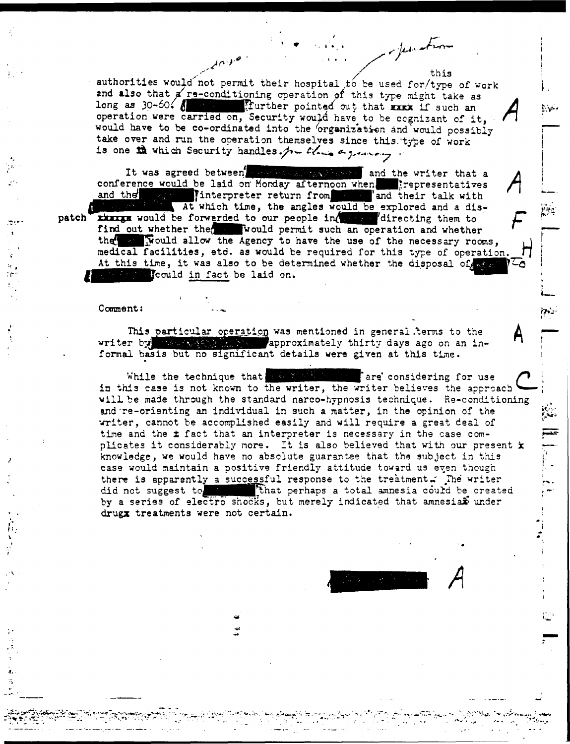authorities would not permit their hospital to be used for this type of work and also that a re-conditioning operation of this type might take as long as 30-60. [REDACTED] further pointed out that if such an operation were carried on, Security would have to be cognizant of it, would have to be co-ordinated into the organization and would possibly take over and run the operation themselves since this type of work is one which Security handles.

It was agreed between [REDACTED] and the writer that a conference would be laid on Monday afternoon when [REDACTED] representatives and the [REDACTED] interpreter return from [REDACTED] and their talk with [REDACTED]. At which time, the angles would be explored and a dispatch would be forwarded to our people in [REDACTED] directing them to find out whether the [REDACTED] would permit such an operation and whether the [REDACTED] would allow the Agency to have the use of the necessary rooms, medical facilities, etc. as would be required for this type of operation. At this time, it was also to be determined whether the disposal of [REDACTED] could *in fact* be laid on.

Comment:

This particular operation was mentioned in general terms to the writer by [REDACTED] approximately thirty days ago on an informal basis but no significant details were given at this time.

While the technique that [REDACTED] are considering for use in this case is not known to the writer, the writer believes the approach will be made through the standard narco-hypnosis technique. Re-conditioning and re-orienting an individual in such a matter, in the opinion of the writer, cannot be accomplished easily and will require a great deal of time and the fact that an interpreter is necessary in the case complicates it considerably more. It is also believed that with our present knowledge, we would have no absolute guarantee that the subject in this case would maintain a positive friendly attitude toward us even though there is apparently a successful response to the treatment. The writer did not suggest to [REDACTED] that perhaps a total amnesia could be created by a series of electro shocks, but merely indicated that amnesia under drug treatments were not certain.

[REDACTED]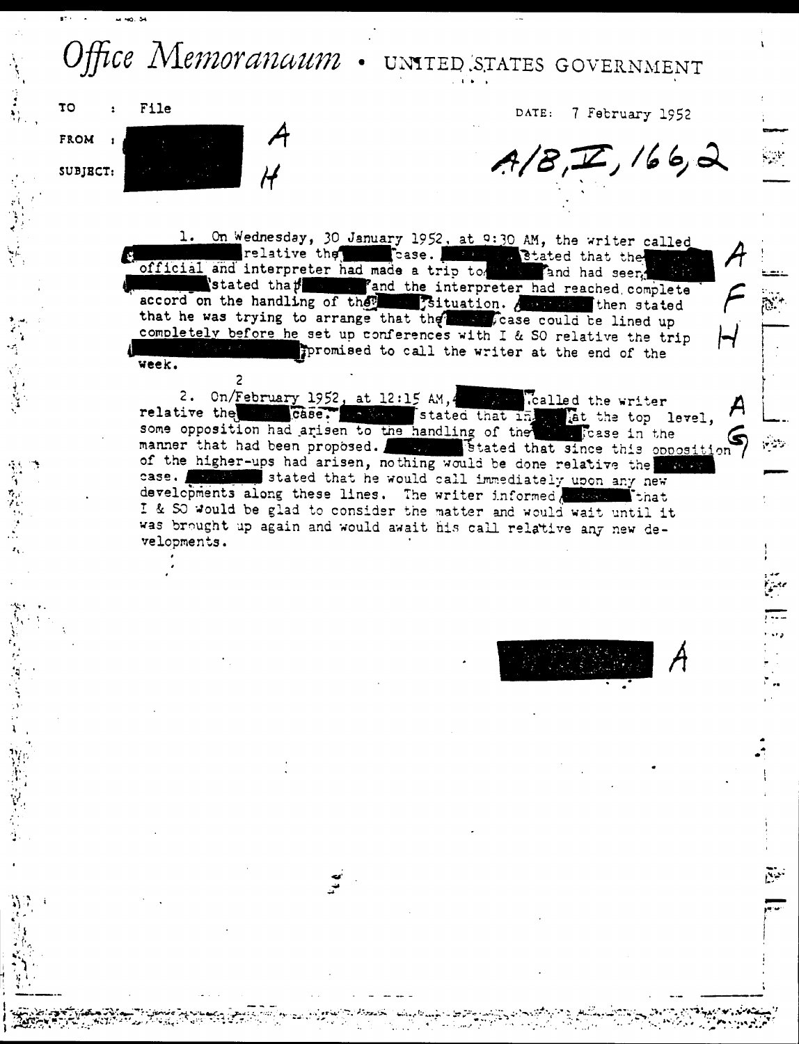# Office Memorandum • UNITED STATES GOVERNMENT

TO : File

FROM : ██████ A

SUBJECT: ██████ H

DATE: 7 February 1952

A/8, II, 166, 2

1. On Wednesday, 30 January 1952, at 9:30 AM, the writer called ██████ relative the ██████ case. ██████ stated that the ██████ official and interpreter had made a trip to ██████ and had seen ██████. ██████ stated that ██████ and the interpreter had reached complete accord on the handling of the ██████ situation. ██████ then stated that he was trying to arrange that the ██████ case could be lined up completely before he set up conferences with I & SO relative the trip ██████. ██████ promised to call the writer at the end of the week.

A F H

2. On 2 February 1952, at 12:15 AM, ██████ called the writer relative the ██████ case. ██████ stated that in ██████ at the top level, some opposition had arisen to the handling of the ██████ case in the manner that had been proposed. ██████ stated that since this opposition of the higher-ups had arisen, nothing would be done relative the ██████ case. ██████ stated that he would call immediately upon any new developments along these lines. The writer informed ██████ that I & SO would be glad to consider the matter and would wait until it was brought up again and would await his call relative any new developments.

A G

██████ A